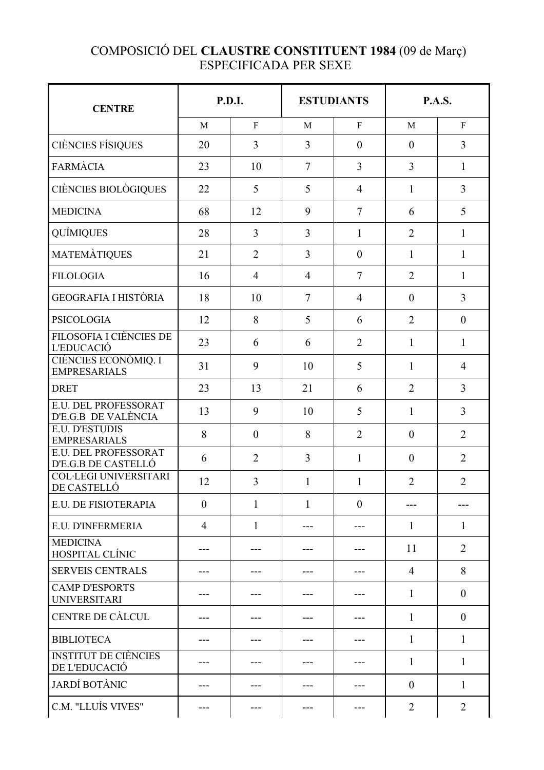# COMPOSICIÓ DEL **CLAUSTRE CONSTITUENT 1984** (09 de Març) ESPECIFICADA PER SEXE

| CENTRE | P.D.I. | | ESTUDIANTS | | P.A.S. | |
|---|---|---|---|---|---|---|
| | M | F | M | F | M | F |
| CIÈNCIES FÍSIQUES | 20 | 3 | 3 | 0 | 0 | 3 |
| FARMÀCIA | 23 | 10 | 7 | 3 | 3 | 1 |
| CIÈNCIES BIOLÒGIQUES | 22 | 5 | 5 | 4 | 1 | 3 |
| MEDICINA | 68 | 12 | 9 | 7 | 6 | 5 |
| QUÍMIQUES | 28 | 3 | 3 | 1 | 2 | 1 |
| MATEMÀTIQUES | 21 | 2 | 3 | 0 | 1 | 1 |
| FILOLOGIA | 16 | 4 | 4 | 7 | 2 | 1 |
| GEOGRAFIA I HISTÒRIA | 18 | 10 | 7 | 4 | 0 | 3 |
| PSICOLOGIA | 12 | 8 | 5 | 6 | 2 | 0 |
| FILOSOFIA I CIÈNCIES DE L'EDUCACIÓ | 23 | 6 | 6 | 2 | 1 | 1 |
| CIÈNCIES ECONÒMIQ. I EMPRESARIALS | 31 | 9 | 10 | 5 | 1 | 4 |
| DRET | 23 | 13 | 21 | 6 | 2 | 3 |
| E.U. DEL PROFESSORAT D'E.G.B DE VALÈNCIA | 13 | 9 | 10 | 5 | 1 | 3 |
| E.U. D'ESTUDIS EMPRESARIALS | 8 | 0 | 8 | 2 | 0 | 2 |
| E.U. DEL PROFESSORAT D'E.G.B DE CASTELLÓ | 6 | 2 | 3 | 1 | 0 | 2 |
| COL·LEGI UNIVERSITARI DE CASTELLÓ | 12 | 3 | 1 | 1 | 2 | 2 |
| E.U. DE FISIOTERAPIA | 0 | 1 | 1 | 0 | --- | --- |
| E.U. D'INFERMERIA | 4 | 1 | --- | --- | 1 | 1 |
| MEDICINA HOSPITAL CLÍNIC | --- | --- | --- | --- | 11 | 2 |
| SERVEIS CENTRALS | --- | --- | --- | --- | 4 | 8 |
| CAMP D'ESPORTS UNIVERSITARI | --- | --- | --- | --- | 1 | 0 |
| CENTRE DE CÀLCUL | --- | --- | --- | --- | 1 | 0 |
| BIBLIOTECA | --- | --- | --- | --- | 1 | 1 |
| INSTITUT DE CIÈNCIES DE L'EDUCACIÓ | --- | --- | --- | --- | 1 | 1 |
| JARDÍ BOTÀNIC | --- | --- | --- | --- | 0 | 1 |
| C.M. "LLUÍS VIVES" | --- | --- | --- | --- | 2 | 2 |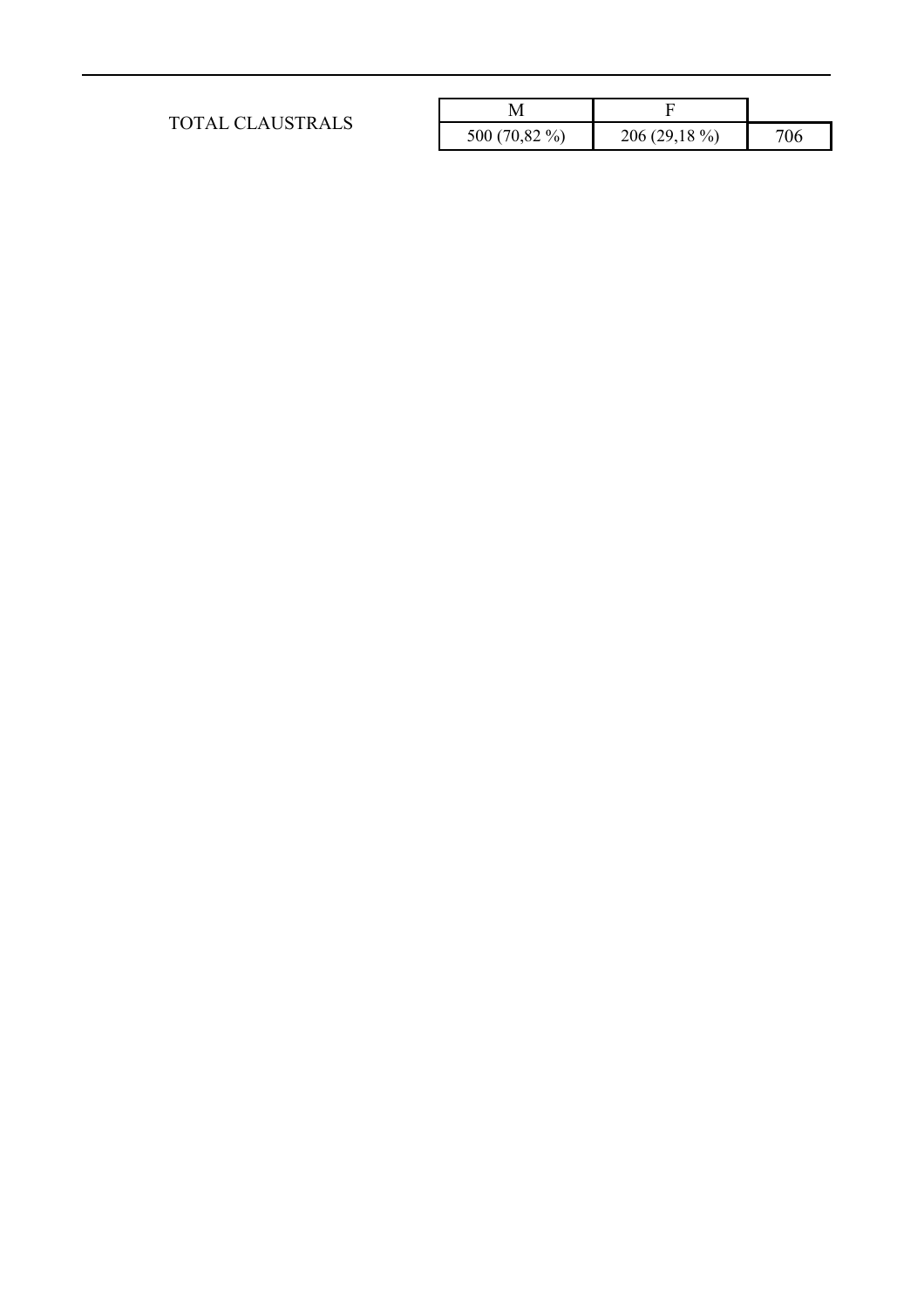| | M | F | |
|---|---|---|---|
| TOTAL CLAUSTRALS | 500 (70,82 %) | 206 (29,18 %) | 706 |